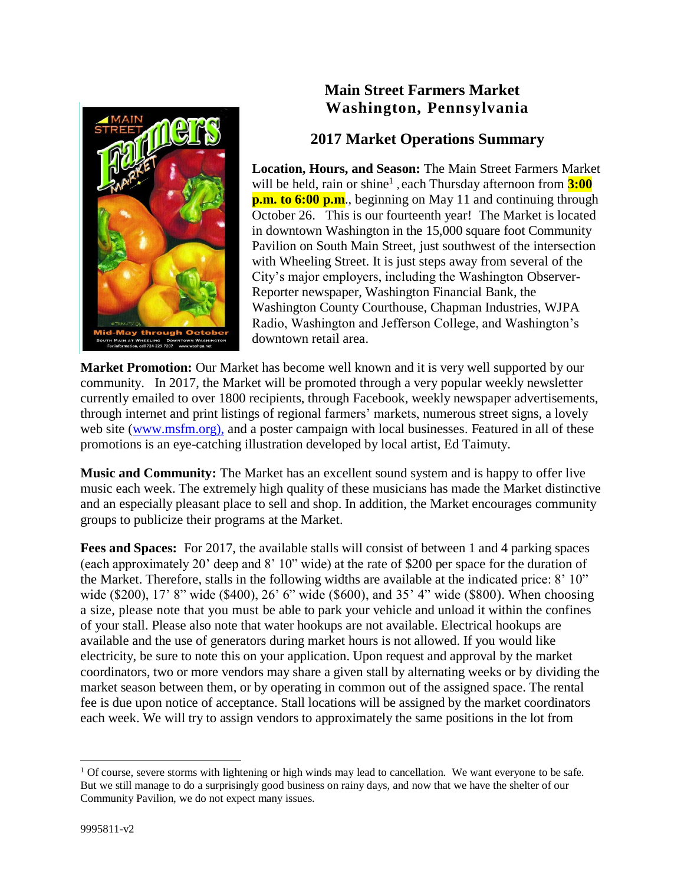**Main Street Farmers Market**
**Washington, Pennsylvania**

## 2017 Market Operations Summary

**Location, Hours, and Season:** The Main Street Farmers Market will be held, rain or shine[1] , each Thursday afternoon from **3:00 p.m. to 6:00 p.m**., beginning on May 11 and continuing through October 26. This is our fourteenth year! The Market is located in downtown Washington in the 15,000 square foot Community Pavilion on South Main Street, just southwest of the intersection with Wheeling Street. It is just steps away from several of the City's major employers, including the Washington Observer-Reporter newspaper, Washington Financial Bank, the Washington County Courthouse, Chapman Industries, WJPA Radio, Washington and Jefferson College, and Washington's downtown retail area.

**Market Promotion:** Our Market has become well known and it is very well supported by our community. In 2017, the Market will be promoted through a very popular weekly newsletter currently emailed to over 1800 recipients, through Facebook, weekly newspaper advertisements, through internet and print listings of regional farmers' markets, numerous street signs, a lovely web site (www.msfm.org), and a poster campaign with local businesses. Featured in all of these promotions is an eye-catching illustration developed by local artist, Ed Taimuty.

**Music and Community:** The Market has an excellent sound system and is happy to offer live music each week. The extremely high quality of these musicians has made the Market distinctive and an especially pleasant place to sell and shop. In addition, the Market encourages community groups to publicize their programs at the Market.

**Fees and Spaces:** For 2017, the available stalls will consist of between 1 and 4 parking spaces (each approximately 20' deep and 8' 10" wide) at the rate of $200 per space for the duration of the Market. Therefore, stalls in the following widths are available at the indicated price: 8' 10" wide ($200), 17' 8" wide ($400), 26' 6" wide ($600), and 35' 4" wide ($800). When choosing a size, please note that you must be able to park your vehicle and unload it within the confines of your stall. Please also note that water hookups are not available. Electrical hookups are available and the use of generators during market hours is not allowed. If you would like electricity, be sure to note this on your application. Upon request and approval by the market coordinators, two or more vendors may share a given stall by alternating weeks or by dividing the market season between them, or by operating in common out of the assigned space. The rental fee is due upon notice of acceptance. Stall locations will be assigned by the market coordinators each week. We will try to assign vendors to approximately the same positions in the lot from

[1] Of course, severe storms with lightening or high winds may lead to cancellation. We want everyone to be safe. But we still manage to do a surprisingly good business on rainy days, and now that we have the shelter of our Community Pavilion, we do not expect many issues.

9995811-v2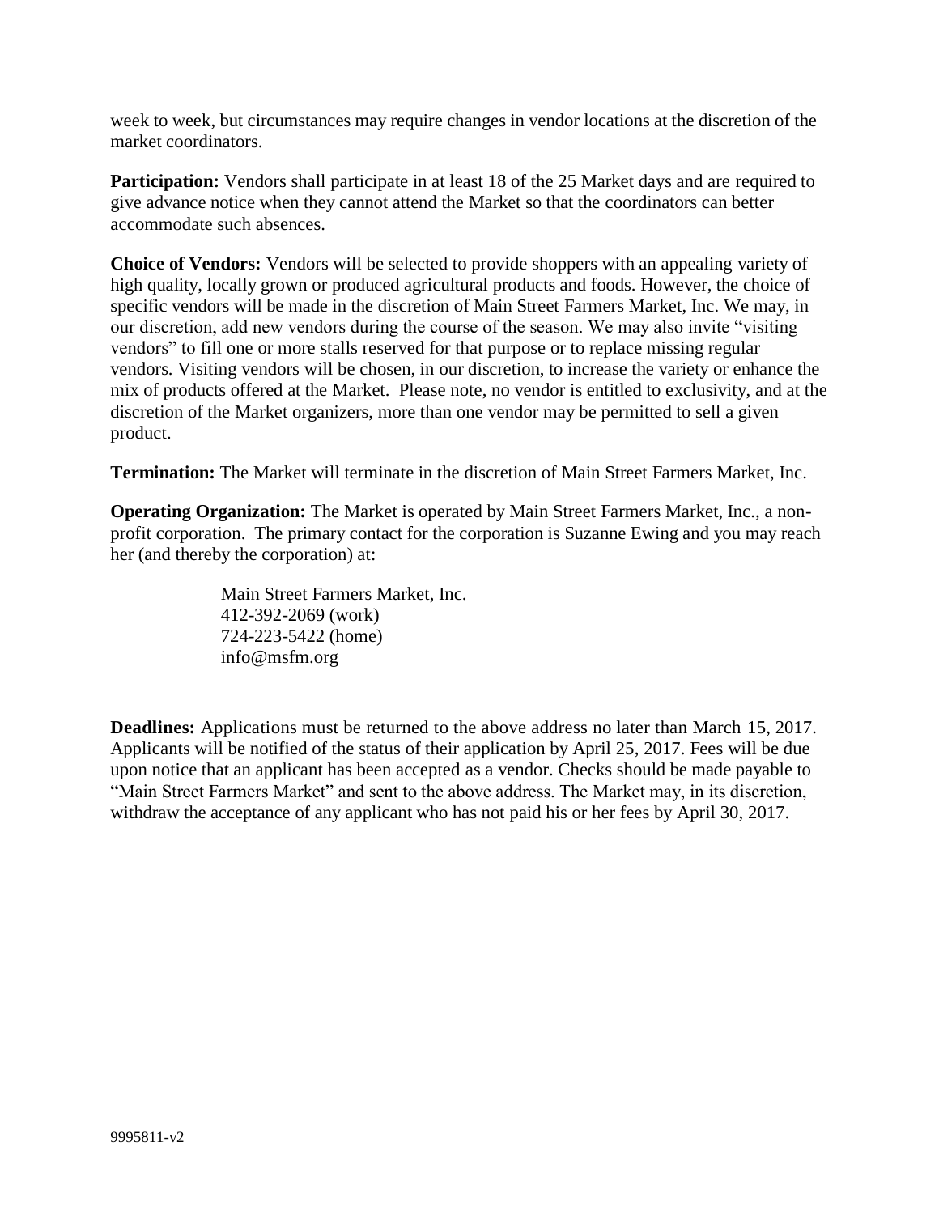week to week, but circumstances may require changes in vendor locations at the discretion of the market coordinators.

**Participation:** Vendors shall participate in at least 18 of the 25 Market days and are required to give advance notice when they cannot attend the Market so that the coordinators can better accommodate such absences.

**Choice of Vendors:** Vendors will be selected to provide shoppers with an appealing variety of high quality, locally grown or produced agricultural products and foods. However, the choice of specific vendors will be made in the discretion of Main Street Farmers Market, Inc. We may, in our discretion, add new vendors during the course of the season. We may also invite "visiting vendors" to fill one or more stalls reserved for that purpose or to replace missing regular vendors. Visiting vendors will be chosen, in our discretion, to increase the variety or enhance the mix of products offered at the Market. Please note, no vendor is entitled to exclusivity, and at the discretion of the Market organizers, more than one vendor may be permitted to sell a given product.

**Termination:** The Market will terminate in the discretion of Main Street Farmers Market, Inc.

**Operating Organization:** The Market is operated by Main Street Farmers Market, Inc., a non-profit corporation. The primary contact for the corporation is Suzanne Ewing and you may reach her (and thereby the corporation) at:

Main Street Farmers Market, Inc.
412-392-2069 (work)
724-223-5422 (home)
info@msfm.org

**Deadlines:** Applications must be returned to the above address no later than March 15, 2017. Applicants will be notified of the status of their application by April 25, 2017. Fees will be due upon notice that an applicant has been accepted as a vendor. Checks should be made payable to "Main Street Farmers Market" and sent to the above address. The Market may, in its discretion, withdraw the acceptance of any applicant who has not paid his or her fees by April 30, 2017.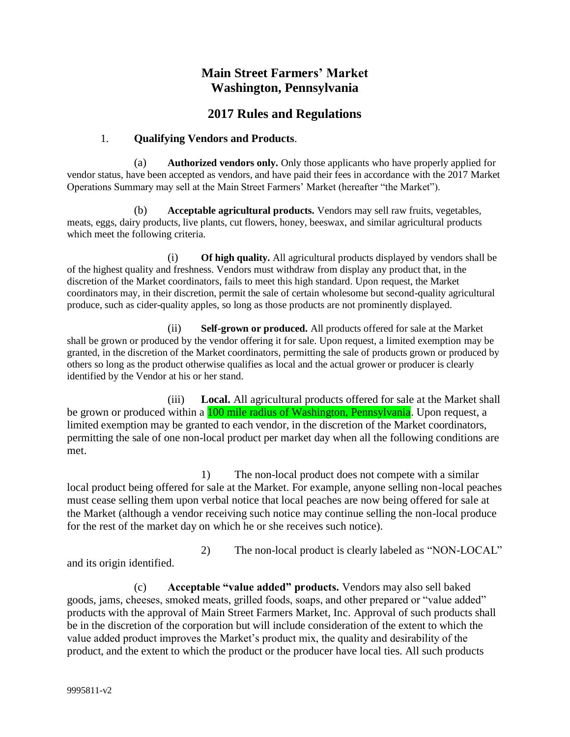# Main Street Farmers' Market
# Washington, Pennsylvania

## 2017 Rules and Regulations

1. **Qualifying Vendors and Products**.

(a) **Authorized vendors only.** Only those applicants who have properly applied for vendor status, have been accepted as vendors, and have paid their fees in accordance with the 2017 Market Operations Summary may sell at the Main Street Farmers' Market (hereafter "the Market").

(b) **Acceptable agricultural products.** Vendors may sell raw fruits, vegetables, meats, eggs, dairy products, live plants, cut flowers, honey, beeswax, and similar agricultural products which meet the following criteria.

(i) **Of high quality.** All agricultural products displayed by vendors shall be of the highest quality and freshness. Vendors must withdraw from display any product that, in the discretion of the Market coordinators, fails to meet this high standard. Upon request, the Market coordinators may, in their discretion, permit the sale of certain wholesome but second-quality agricultural produce, such as cider-quality apples, so long as those products are not prominently displayed.

(ii) **Self-grown or produced.** All products offered for sale at the Market shall be grown or produced by the vendor offering it for sale. Upon request, a limited exemption may be granted, in the discretion of the Market coordinators, permitting the sale of products grown or produced by others so long as the product otherwise qualifies as local and the actual grower or producer is clearly identified by the Vendor at his or her stand.

(iii) **Local.** All agricultural products offered for sale at the Market shall be grown or produced within a 100 mile radius of Washington, Pennsylvania. Upon request, a limited exemption may be granted to each vendor, in the discretion of the Market coordinators, permitting the sale of one non-local product per market day when all the following conditions are met.

1) The non-local product does not compete with a similar local product being offered for sale at the Market. For example, anyone selling non-local peaches must cease selling them upon verbal notice that local peaches are now being offered for sale at the Market (although a vendor receiving such notice may continue selling the non-local produce for the rest of the market day on which he or she receives such notice).

2) The non-local product is clearly labeled as "NON-LOCAL" and its origin identified.

(c) **Acceptable "value added" products.** Vendors may also sell baked goods, jams, cheeses, smoked meats, grilled foods, soaps, and other prepared or "value added" products with the approval of Main Street Farmers Market, Inc. Approval of such products shall be in the discretion of the corporation but will include consideration of the extent to which the value added product improves the Market's product mix, the quality and desirability of the product, and the extent to which the product or the producer have local ties. All such products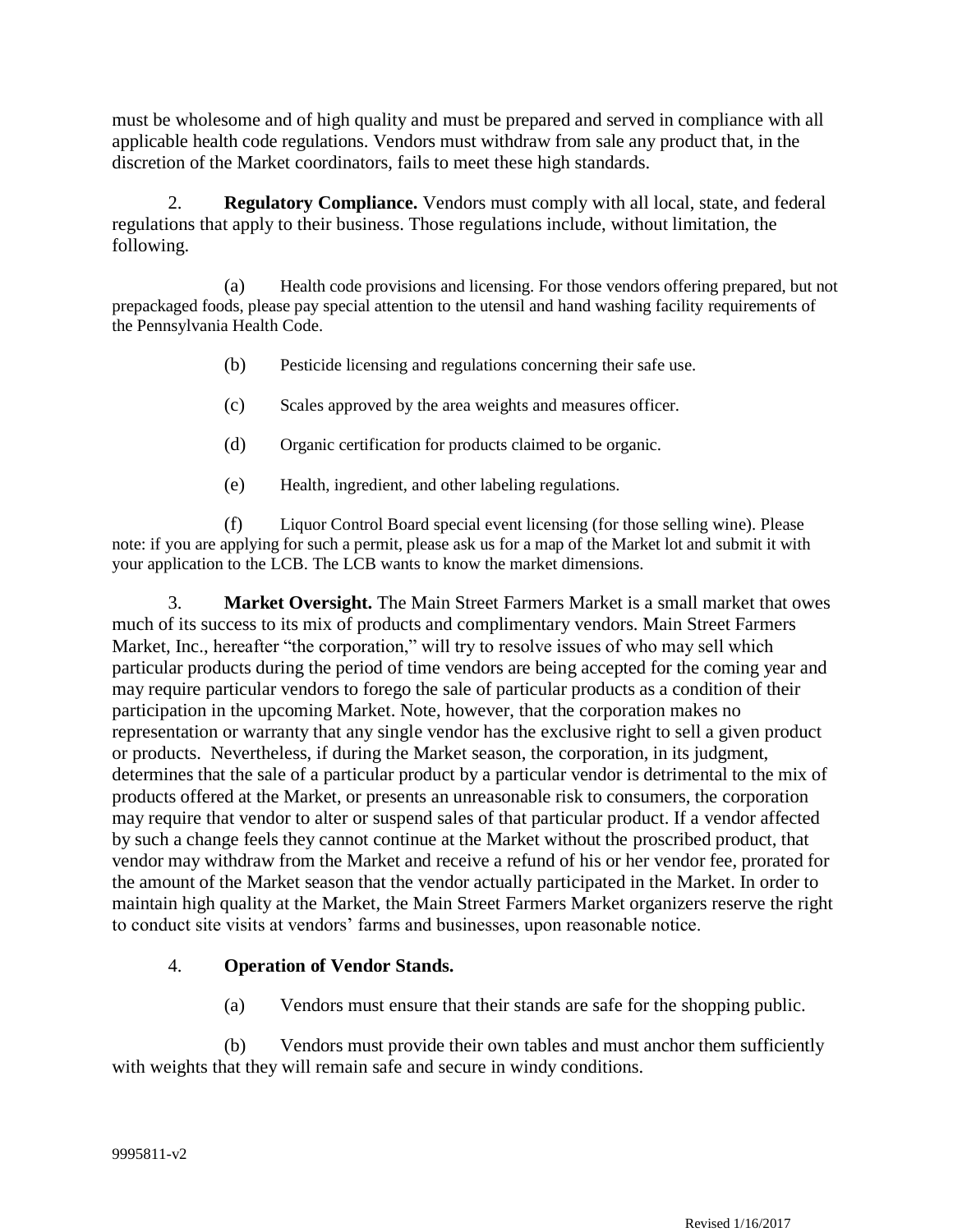must be wholesome and of high quality and must be prepared and served in compliance with all applicable health code regulations. Vendors must withdraw from sale any product that, in the discretion of the Market coordinators, fails to meet these high standards.

2. **Regulatory Compliance.** Vendors must comply with all local, state, and federal regulations that apply to their business. Those regulations include, without limitation, the following.

(a) Health code provisions and licensing. For those vendors offering prepared, but not prepackaged foods, please pay special attention to the utensil and hand washing facility requirements of the Pennsylvania Health Code.

(b) Pesticide licensing and regulations concerning their safe use.

(c) Scales approved by the area weights and measures officer.

(d) Organic certification for products claimed to be organic.

(e) Health, ingredient, and other labeling regulations.

(f) Liquor Control Board special event licensing (for those selling wine). Please note: if you are applying for such a permit, please ask us for a map of the Market lot and submit it with your application to the LCB. The LCB wants to know the market dimensions.

3. **Market Oversight.** The Main Street Farmers Market is a small market that owes much of its success to its mix of products and complimentary vendors. Main Street Farmers Market, Inc., hereafter "the corporation," will try to resolve issues of who may sell which particular products during the period of time vendors are being accepted for the coming year and may require particular vendors to forego the sale of particular products as a condition of their participation in the upcoming Market. Note, however, that the corporation makes no representation or warranty that any single vendor has the exclusive right to sell a given product or products. Nevertheless, if during the Market season, the corporation, in its judgment, determines that the sale of a particular product by a particular vendor is detrimental to the mix of products offered at the Market, or presents an unreasonable risk to consumers, the corporation may require that vendor to alter or suspend sales of that particular product. If a vendor affected by such a change feels they cannot continue at the Market without the proscribed product, that vendor may withdraw from the Market and receive a refund of his or her vendor fee, prorated for the amount of the Market season that the vendor actually participated in the Market. In order to maintain high quality at the Market, the Main Street Farmers Market organizers reserve the right to conduct site visits at vendors' farms and businesses, upon reasonable notice.

4. **Operation of Vendor Stands.**

(a) Vendors must ensure that their stands are safe for the shopping public.

(b) Vendors must provide their own tables and must anchor them sufficiently with weights that they will remain safe and secure in windy conditions.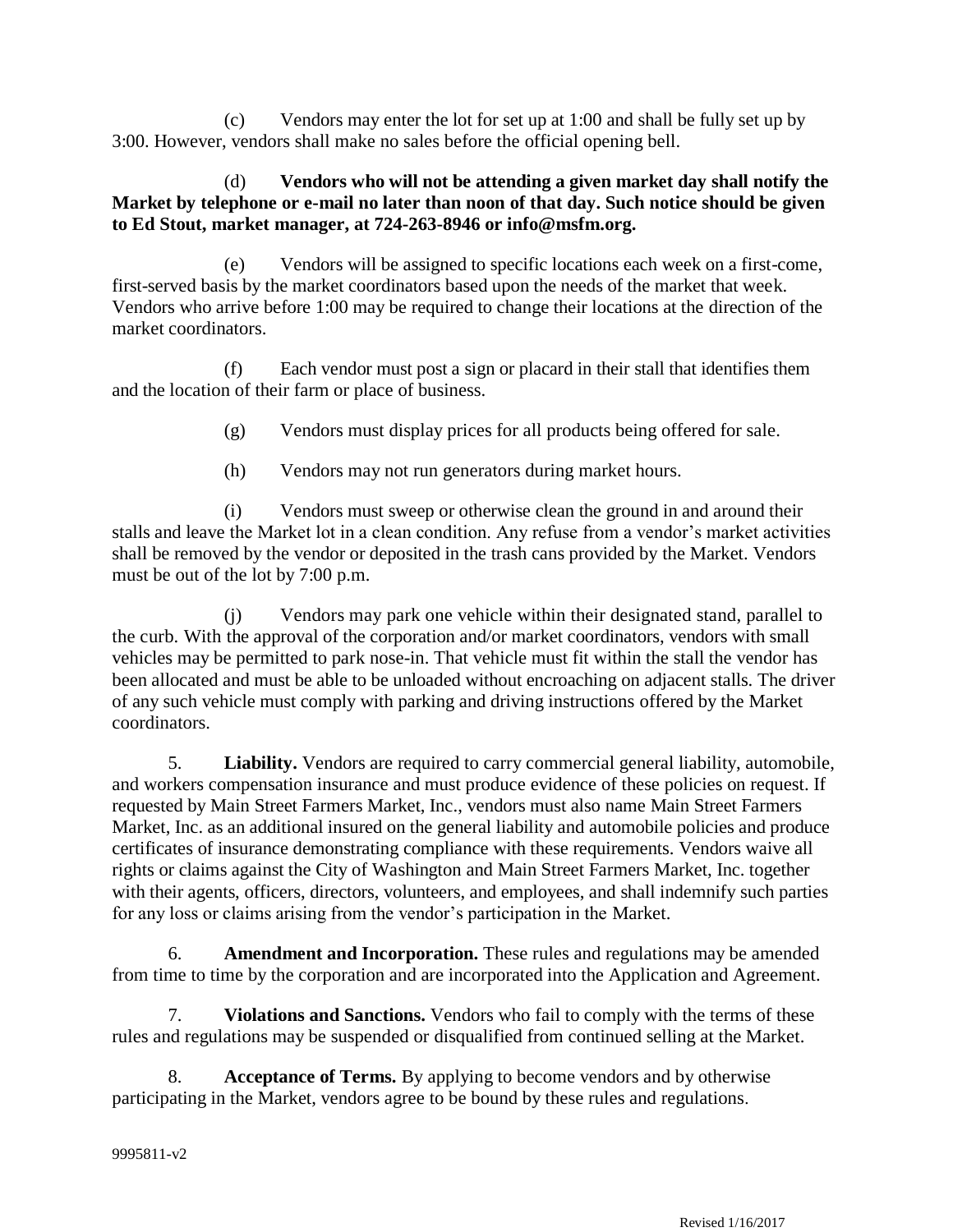(c) Vendors may enter the lot for set up at 1:00 and shall be fully set up by 3:00. However, vendors shall make no sales before the official opening bell.

(d) **Vendors who will not be attending a given market day shall notify the Market by telephone or e-mail no later than noon of that day. Such notice should be given to Ed Stout, market manager, at 724-263-8946 or info@msfm.org.**

(e) Vendors will be assigned to specific locations each week on a first-come, first-served basis by the market coordinators based upon the needs of the market that week. Vendors who arrive before 1:00 may be required to change their locations at the direction of the market coordinators.

(f) Each vendor must post a sign or placard in their stall that identifies them and the location of their farm or place of business.

(g) Vendors must display prices for all products being offered for sale.

(h) Vendors may not run generators during market hours.

(i) Vendors must sweep or otherwise clean the ground in and around their stalls and leave the Market lot in a clean condition. Any refuse from a vendor's market activities shall be removed by the vendor or deposited in the trash cans provided by the Market. Vendors must be out of the lot by 7:00 p.m.

(j) Vendors may park one vehicle within their designated stand, parallel to the curb. With the approval of the corporation and/or market coordinators, vendors with small vehicles may be permitted to park nose-in. That vehicle must fit within the stall the vendor has been allocated and must be able to be unloaded without encroaching on adjacent stalls. The driver of any such vehicle must comply with parking and driving instructions offered by the Market coordinators.

5. **Liability.** Vendors are required to carry commercial general liability, automobile, and workers compensation insurance and must produce evidence of these policies on request. If requested by Main Street Farmers Market, Inc., vendors must also name Main Street Farmers Market, Inc. as an additional insured on the general liability and automobile policies and produce certificates of insurance demonstrating compliance with these requirements. Vendors waive all rights or claims against the City of Washington and Main Street Farmers Market, Inc. together with their agents, officers, directors, volunteers, and employees, and shall indemnify such parties for any loss or claims arising from the vendor's participation in the Market.

6. **Amendment and Incorporation.** These rules and regulations may be amended from time to time by the corporation and are incorporated into the Application and Agreement.

7. **Violations and Sanctions.** Vendors who fail to comply with the terms of these rules and regulations may be suspended or disqualified from continued selling at the Market.

8. **Acceptance of Terms.** By applying to become vendors and by otherwise participating in the Market, vendors agree to be bound by these rules and regulations.

9995811-v2

Revised 1/16/2017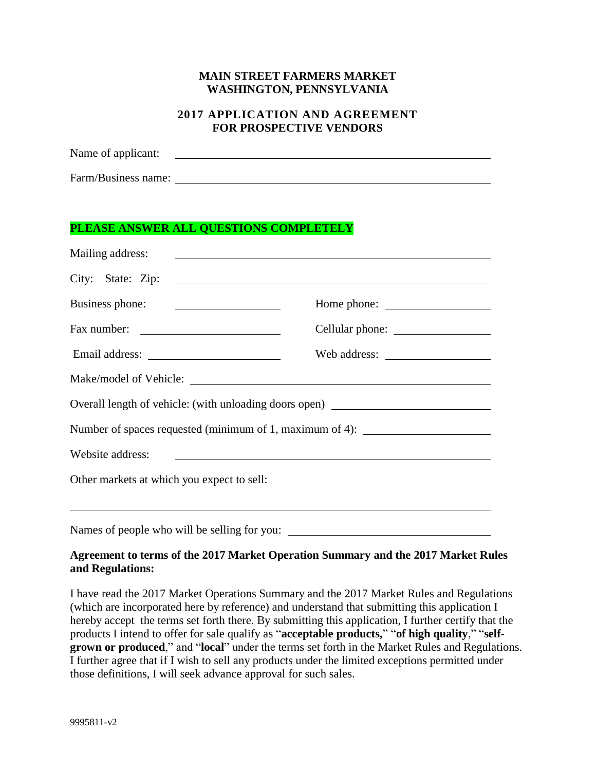**MAIN STREET FARMERS MARKET**
**WASHINGTON, PENNSYLVANIA**

**2017 APPLICATION AND AGREEMENT**
**FOR PROSPECTIVE VENDORS**

Name of applicant: ______________________________________________

Farm/Business name: ______________________________________________

**PLEASE ANSWER ALL QUESTIONS COMPLETELY**

Mailing address: ______________________________________________

City: State: Zip: ______________________________________________

Business phone: __________________ Home phone: __________________

Fax number: __________________ Cellular phone: __________________

Email address: __________________ Web address: __________________

Make/model of Vehicle: ______________________________________________

Overall length of vehicle: (with unloading doors open) __________________________

Number of spaces requested (minimum of 1, maximum of 4): ____________________

Website address: ______________________________________________

Other markets at which you expect to sell:

______________________________________________________________

Names of people who will be selling for you: ________________________________

**Agreement to terms of the 2017 Market Operation Summary and the 2017 Market Rules and Regulations:**

I have read the 2017 Market Operations Summary and the 2017 Market Rules and Regulations (which are incorporated here by reference) and understand that submitting this application I hereby accept the terms set forth there. By submitting this application, I further certify that the products I intend to offer for sale qualify as "**acceptable products,**" "**of high quality**," "**self-grown or produced**," and "**local**" under the terms set forth in the Market Rules and Regulations. I further agree that if I wish to sell any products under the limited exceptions permitted under those definitions, I will seek advance approval for such sales.

9995811-v2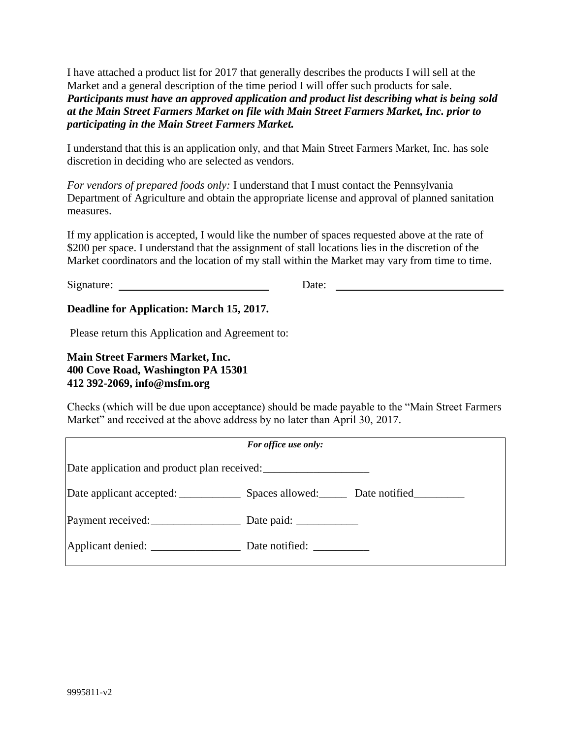I have attached a product list for 2017 that generally describes the products I will sell at the Market and a general description of the time period I will offer such products for sale. ***Participants must have an approved application and product list describing what is being sold at the Main Street Farmers Market on file with Main Street Farmers Market, Inc. prior to participating in the Main Street Farmers Market.***

I understand that this is an application only, and that Main Street Farmers Market, Inc. has sole discretion in deciding who are selected as vendors.

*For vendors of prepared foods only:* I understand that I must contact the Pennsylvania Department of Agriculture and obtain the appropriate license and approval of planned sanitation measures.

If my application is accepted, I would like the number of spaces requested above at the rate of $200 per space. I understand that the assignment of stall locations lies in the discretion of the Market coordinators and the location of my stall within the Market may vary from time to time.

Signature: ______________________________ Date: ______________________________

**Deadline for Application: March 15, 2017.**

Please return this Application and Agreement to:

**Main Street Farmers Market, Inc.**
**400 Cove Road, Washington PA 15301**
**412 392-2069, info@msfm.org**

Checks (which will be due upon acceptance) should be made payable to the "Main Street Farmers Market" and received at the above address by no later than April 30, 2017.

***For office use only:***

Date application and product plan received:___________________

Date applicant accepted: ___________ Spaces allowed:_____ Date notified_________

Payment received:________________ Date paid: ___________

Applicant denied: ________________ Date notified: __________

9995811-v2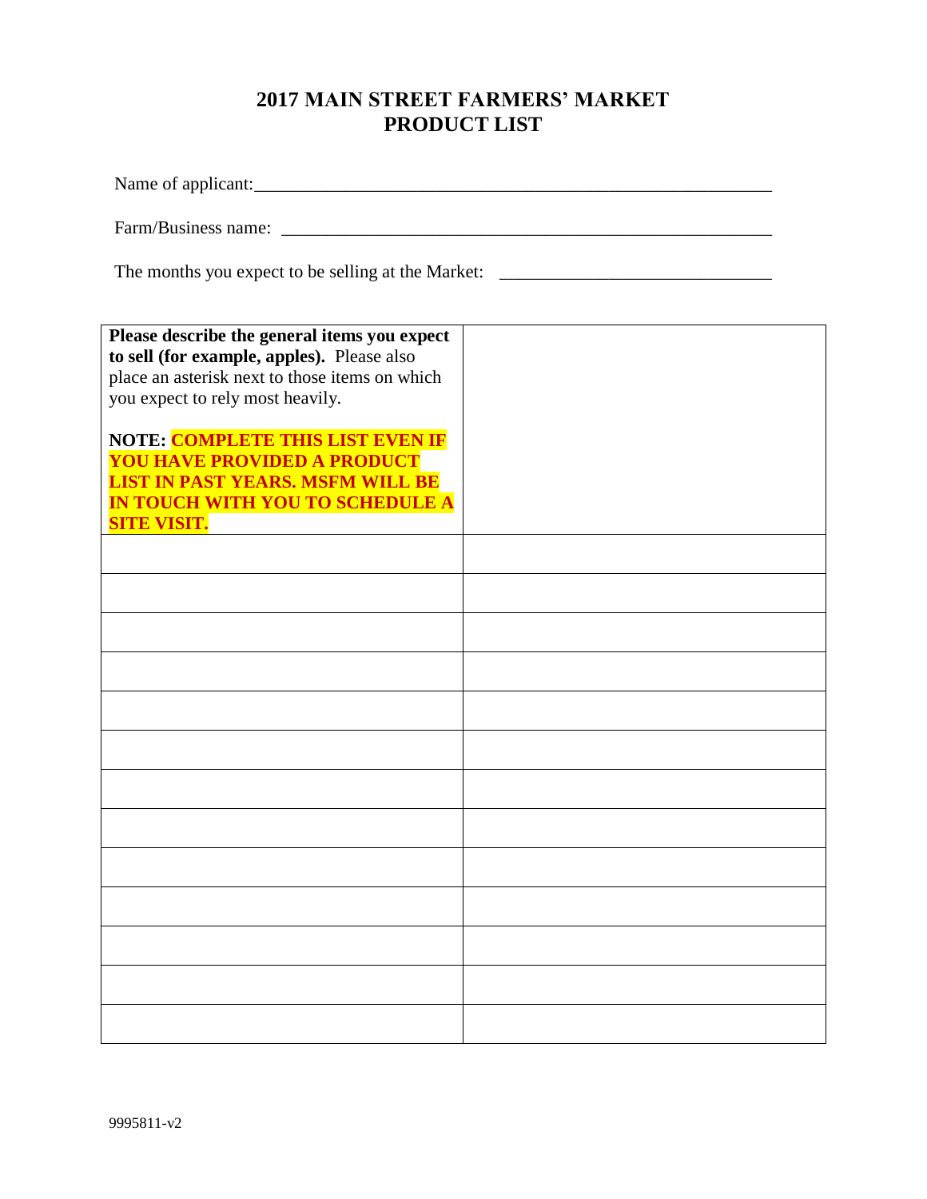# 2017 MAIN STREET FARMERS' MARKET PRODUCT LIST

Name of applicant:\_\_\_\_\_\_\_\_\_\_\_\_\_\_\_\_\_\_\_\_\_\_\_\_\_\_\_\_\_\_\_\_\_\_\_\_\_\_\_\_\_\_\_\_\_\_\_\_\_\_\_\_\_\_\_\_\_\_\_\_

Farm/Business name: \_\_\_\_\_\_\_\_\_\_\_\_\_\_\_\_\_\_\_\_\_\_\_\_\_\_\_\_\_\_\_\_\_\_\_\_\_\_\_\_\_\_\_\_\_\_\_\_\_\_\_\_\_\_\_\_\_\_

The months you expect to be selling at the Market: \_\_\_\_\_\_\_\_\_\_\_\_\_\_\_\_\_\_\_\_\_\_\_\_\_\_\_\_\_\_\_

| | |
|---|---|
| **Please describe the general items you expect to sell (for example, apples).** Please also place an asterisk next to those items on which you expect to rely most heavily.<br><br>**NOTE: COMPLETE THIS LIST EVEN IF YOU HAVE PROVIDED A PRODUCT LIST IN PAST YEARS. MSFM WILL BE IN TOUCH WITH YOU TO SCHEDULE A SITE VISIT.** | |
| | |
| | |
| | |
| | |
| | |
| | |
| | |
| | |
| | |
| | |
| | |
| | |
| | |

9995811-v2